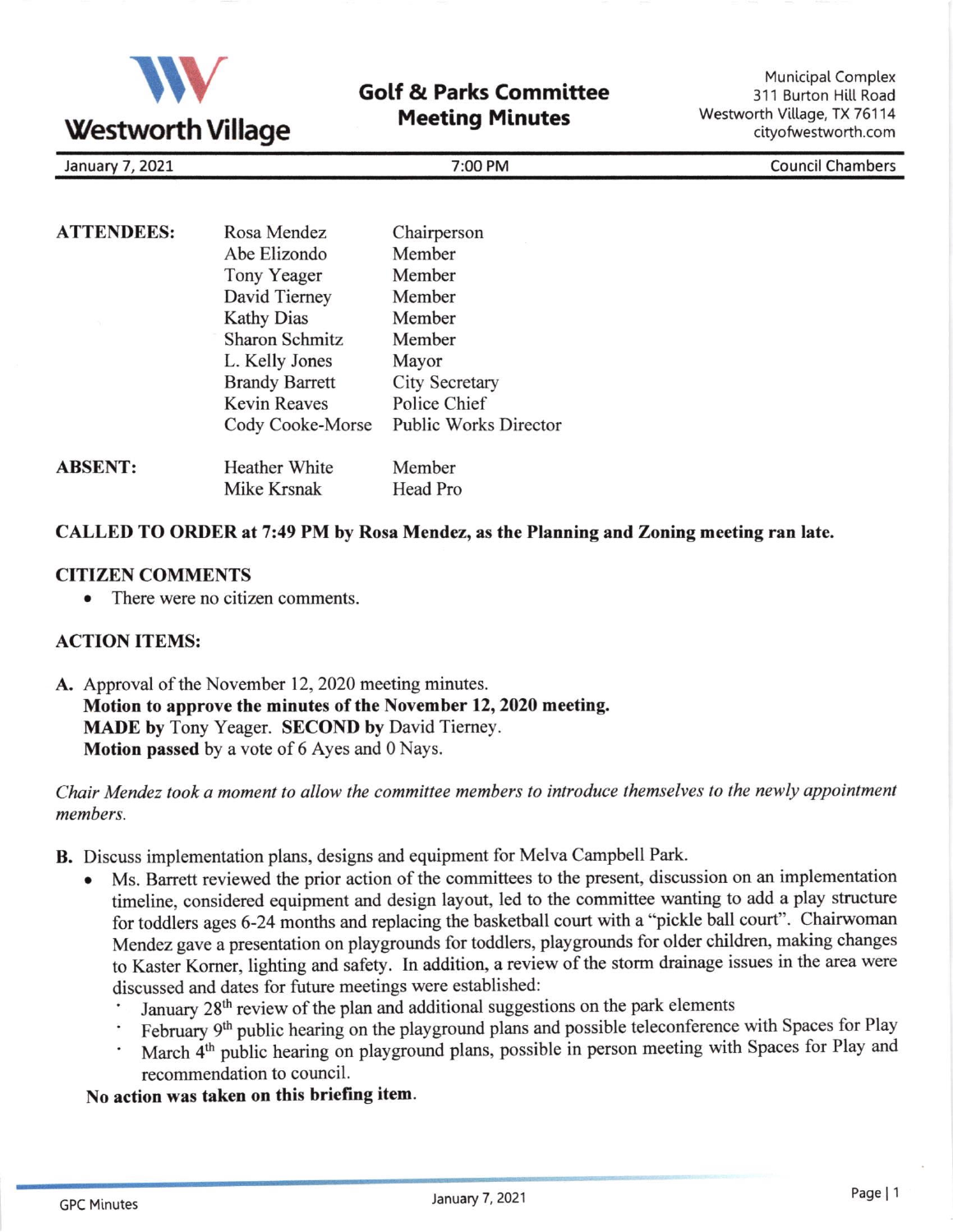# Westworth Village

## Golf & Parks Committee Meeting Minutes

Municipal Complex
311 Burton Hill Road
Westworth Village, TX 76114
cityofwestworth.com

January 7, 2021 | 7:00 PM | Council Chambers

| | | |
|---|---|---|
| **ATTENDEES:** | Rosa Mendez | Chairperson |
| | Abe Elizondo | Member |
| | Tony Yeager | Member |
| | David Tierney | Member |
| | Kathy Dias | Member |
| | Sharon Schmitz | Member |
| | L. Kelly Jones | Mayor |
| | Brandy Barrett | City Secretary |
| | Kevin Reaves | Police Chief |
| | Cody Cooke-Morse | Public Works Director |
| **ABSENT:** | Heather White | Member |
| | Mike Krsnak | Head Pro |

**CALLED TO ORDER at 7:49 PM by Rosa Mendez, as the Planning and Zoning meeting ran late.**

**CITIZEN COMMENTS**

- There were no citizen comments.

**ACTION ITEMS:**

**A.** Approval of the November 12, 2020 meeting minutes.
**Motion to approve the minutes of the November 12, 2020 meeting.**
**MADE by** Tony Yeager. **SECOND by** David Tierney.
**Motion passed** by a vote of 6 Ayes and 0 Nays.

*Chair Mendez took a moment to allow the committee members to introduce themselves to the newly appointment members.*

**B.** Discuss implementation plans, designs and equipment for Melva Campbell Park.

- Ms. Barrett reviewed the prior action of the committees to the present, discussion on an implementation timeline, considered equipment and design layout, led to the committee wanting to add a play structure for toddlers ages 6-24 months and replacing the basketball court with a "pickle ball court". Chairwoman Mendez gave a presentation on playgrounds for toddlers, playgrounds for older children, making changes to Kaster Korner, lighting and safety. In addition, a review of the storm drainage issues in the area were discussed and dates for future meetings were established:
  - January 28th review of the plan and additional suggestions on the park elements
  - February 9th public hearing on the playground plans and possible teleconference with Spaces for Play
  - March 4th public hearing on playground plans, possible in person meeting with Spaces for Play and recommendation to council.

**No action was taken on this briefing item.**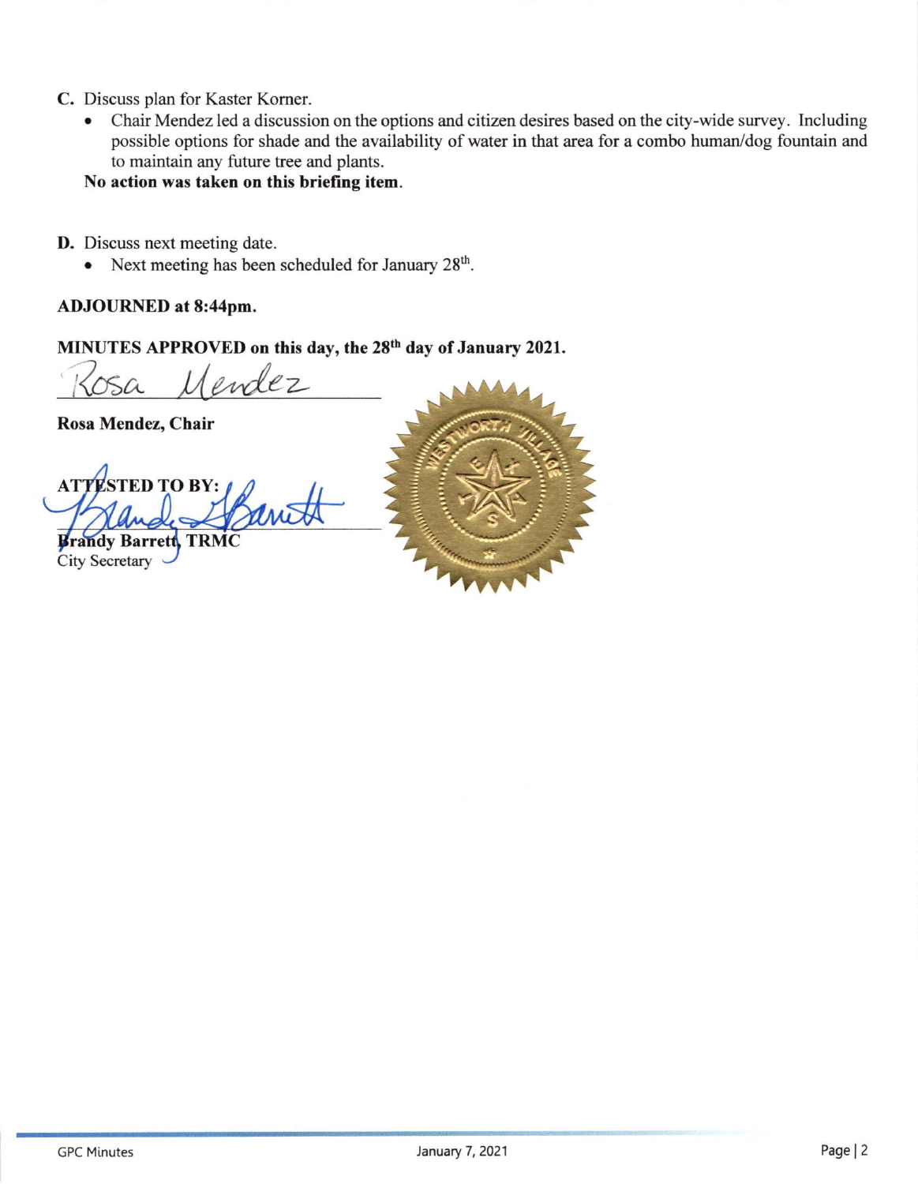**C.** Discuss plan for Kaster Korner.

- Chair Mendez led a discussion on the options and citizen desires based on the city-wide survey. Including possible options for shade and the availability of water in that area for a combo human/dog fountain and to maintain any future tree and plants.

**No action was taken on this briefing item.**

**D.** Discuss next meeting date.

- Next meeting has been scheduled for January 28th.

**ADJOURNED at 8:44pm.**

**MINUTES APPROVED on this day, the 28th day of January 2021.**

Rosa Mendez

**Rosa Mendez, Chair**

**ATTESTED TO BY:**

Brandy Barrett

**Brandy Barrett, TRMC**
City Secretary